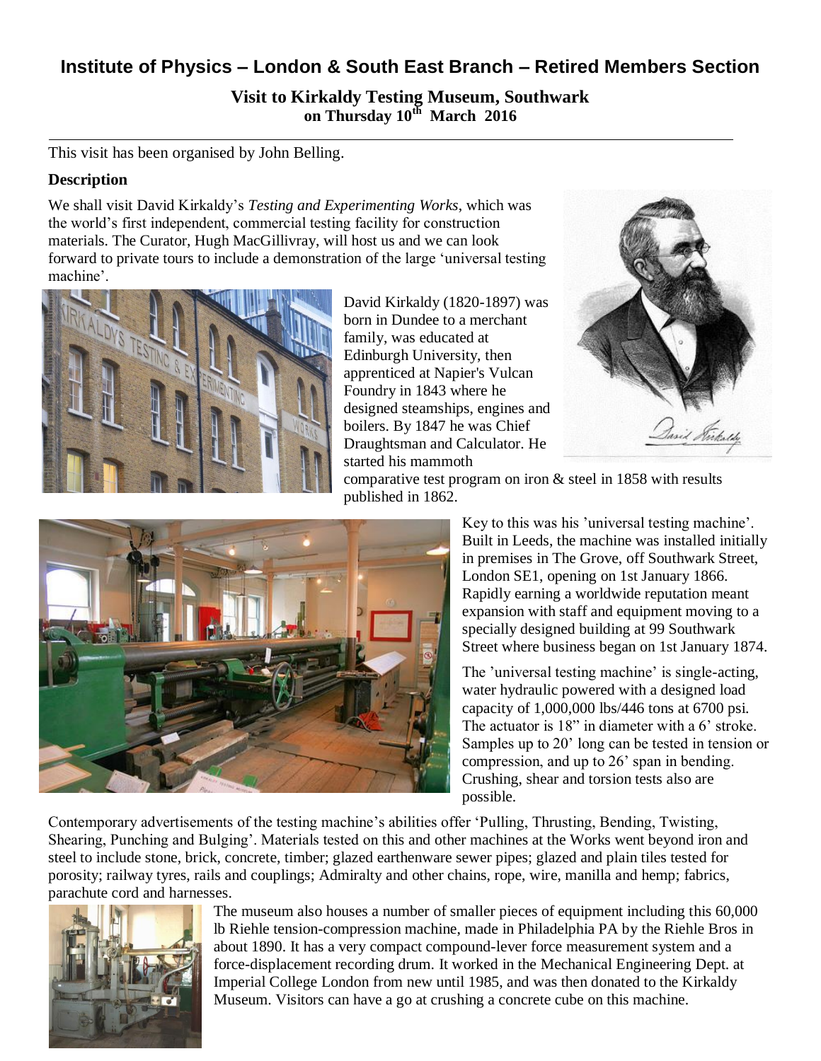# Institute of Physics – London & South East Branch – Retired Members Section

## Visit to Kirkaldy Testing Museum, Southwark
**on Thursday 10th March 2016**

---

This visit has been organised by John Belling.

### Description

We shall visit David Kirkaldy's *Testing and Experimenting Works*, which was the world's first independent, commercial testing facility for construction materials. The Curator, Hugh MacGillivray, will host us and we can look forward to private tours to include a demonstration of the large 'universal testing machine'.

David Kirkaldy (1820-1897) was born in Dundee to a merchant family, was educated at Edinburgh University, then apprenticed at Napier's Vulcan Foundry in 1843 where he designed steamships, engines and boilers. By 1847 he was Chief Draughtsman and Calculator. He started his mammoth comparative test program on iron & steel in 1858 with results published in 1862.

Key to this was his 'universal testing machine'. Built in Leeds, the machine was installed initially in premises in The Grove, off Southwark Street, London SE1, opening on 1st January 1866. Rapidly earning a worldwide reputation meant expansion with staff and equipment moving to a specially designed building at 99 Southwark Street where business began on 1st January 1874.

The 'universal testing machine' is single-acting, water hydraulic powered with a designed load capacity of 1,000,000 lbs/446 tons at 6700 psi. The actuator is 18" in diameter with a 6' stroke. Samples up to 20' long can be tested in tension or compression, and up to 26' span in bending. Crushing, shear and torsion tests also are possible.

Contemporary advertisements of the testing machine's abilities offer 'Pulling, Thrusting, Bending, Twisting, Shearing, Punching and Bulging'. Materials tested on this and other machines at the Works went beyond iron and steel to include stone, brick, concrete, timber; glazed earthenware sewer pipes; glazed and plain tiles tested for porosity; railway tyres, rails and couplings; Admiralty and other chains, rope, wire, manilla and hemp; fabrics, parachute cord and harnesses.

The museum also houses a number of smaller pieces of equipment including this 60,000 lb Riehle tension-compression machine, made in Philadelphia PA by the Riehle Bros in about 1890. It has a very compact compound-lever force measurement system and a force-displacement recording drum. It worked in the Mechanical Engineering Dept. at Imperial College London from new until 1985, and was then donated to the Kirkaldy Museum. Visitors can have a go at crushing a concrete cube on this machine.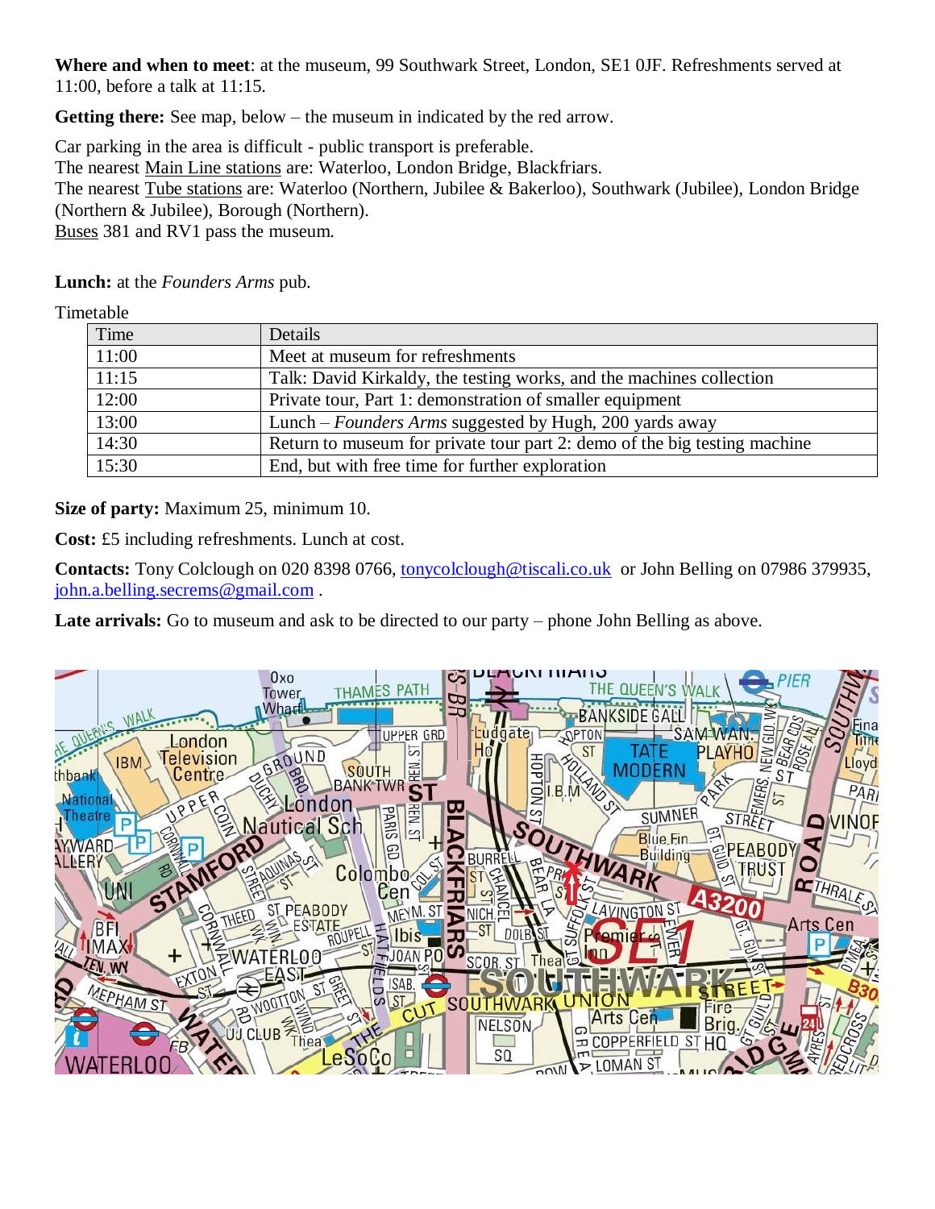**Where and when to meet**: at the museum, 99 Southwark Street, London, SE1 0JF. Refreshments served at 11:00, before a talk at 11:15.

**Getting there:** See map, below – the museum in indicated by the red arrow.

Car parking in the area is difficult - public transport is preferable.
The nearest Main Line stations are: Waterloo, London Bridge, Blackfriars.
The nearest Tube stations are: Waterloo (Northern, Jubilee & Bakerloo), Southwark (Jubilee), London Bridge (Northern & Jubilee), Borough (Northern).
Buses 381 and RV1 pass the museum.

**Lunch:** at the *Founders Arms* pub.

Timetable

| Time | Details |
|---|---|
| 11:00 | Meet at museum for refreshments |
| 11:15 | Talk: David Kirkaldy, the testing works, and the machines collection |
| 12:00 | Private tour, Part 1: demonstration of smaller equipment |
| 13:00 | Lunch – *Founders Arms* suggested by Hugh, 200 yards away |
| 14:30 | Return to museum for private tour part 2: demo of the big testing machine |
| 15:30 | End, but with free time for further exploration |

**Size of party:** Maximum 25, minimum 10.

**Cost:** £5 including refreshments. Lunch at cost.

**Contacts:** Tony Colclough on 020 8398 0766, tonycolclough@tiscali.co.uk or John Belling on 07986 379935, john.a.belling.secrems@gmail.com .

**Late arrivals:** Go to museum and ask to be directed to our party – phone John Belling as above.